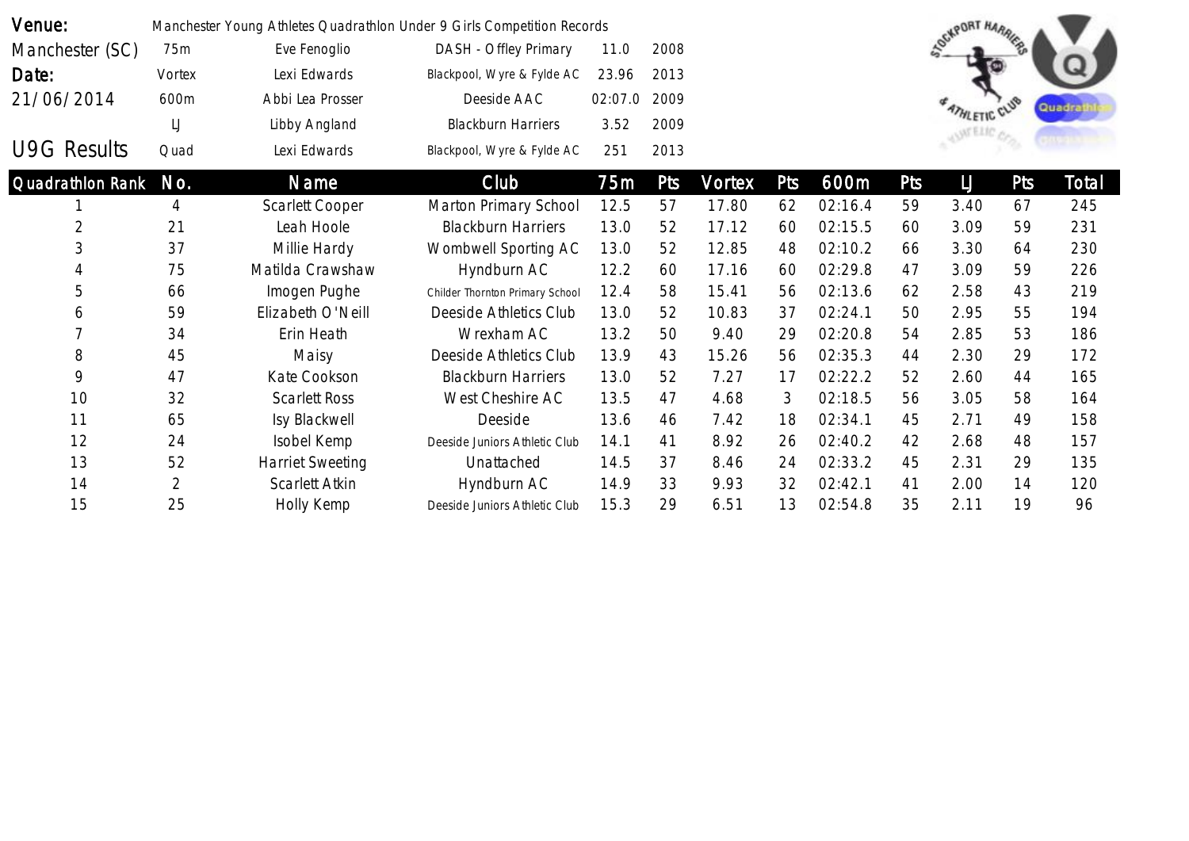Venue: Manchester (SC)

Date: 21/06/2014

Manchester Young Athletes Quadrathlon Under 9 Girls Competition Records

| Event | Name | Club | Record | Year |
|---|---|---|---|---|
| 75m | Eve Fenoglio | DASH - Offley Primary | 11.0 | 2008 |
| Vortex | Lexi Edwards | Blackpool, Wyre & Fylde AC | 23.96 | 2013 |
| 600m | Abbi Lea Prosser | Deeside AAC | 02:07.0 | 2009 |
| LJ | Libby Angland | Blackburn Harriers | 3.52 | 2009 |
| Quad | Lexi Edwards | Blackpool, Wyre & Fylde AC | 251 | 2013 |

## U9G Results

| Quadrathlon Rank | No. | Name | Club | 75m | Pts | Vortex | Pts | 600m | Pts | LJ | Pts | Total |
|---|---|---|---|---|---|---|---|---|---|---|---|---|
| 1 | 4 | Scarlett Cooper | Marton Primary School | 12.5 | 57 | 17.80 | 62 | 02:16.4 | 59 | 3.40 | 67 | 245 |
| 2 | 21 | Leah Hoole | Blackburn Harriers | 13.0 | 52 | 17.12 | 60 | 02:15.5 | 60 | 3.09 | 59 | 231 |
| 3 | 37 | Millie Hardy | Wombwell Sporting AC | 13.0 | 52 | 12.85 | 48 | 02:10.2 | 66 | 3.30 | 64 | 230 |
| 4 | 75 | Matilda Crawshaw | Hyndburn AC | 12.2 | 60 | 17.16 | 60 | 02:29.8 | 47 | 3.09 | 59 | 226 |
| 5 | 66 | Imogen Pughe | Childer Thornton Primary School | 12.4 | 58 | 15.41 | 56 | 02:13.6 | 62 | 2.58 | 43 | 219 |
| 6 | 59 | Elizabeth O'Neill | Deeside Athletics Club | 13.0 | 52 | 10.83 | 37 | 02:24.1 | 50 | 2.95 | 55 | 194 |
| 7 | 34 | Erin Heath | Wrexham AC | 13.2 | 50 | 9.40 | 29 | 02:20.8 | 54 | 2.85 | 53 | 186 |
| 8 | 45 | Maisy | Deeside Athletics Club | 13.9 | 43 | 15.26 | 56 | 02:35.3 | 44 | 2.30 | 29 | 172 |
| 9 | 47 | Kate Cookson | Blackburn Harriers | 13.0 | 52 | 7.27 | 17 | 02:22.2 | 52 | 2.60 | 44 | 165 |
| 10 | 32 | Scarlett Ross | West Cheshire AC | 13.5 | 47 | 4.68 | 3 | 02:18.5 | 56 | 3.05 | 58 | 164 |
| 11 | 65 | Isy Blackwell | Deeside | 13.6 | 46 | 7.42 | 18 | 02:34.1 | 45 | 2.71 | 49 | 158 |
| 12 | 24 | Isobel Kemp | Deeside Juniors Athletic Club | 14.1 | 41 | 8.92 | 26 | 02:40.2 | 42 | 2.68 | 48 | 157 |
| 13 | 52 | Harriet Sweeting | Unattached | 14.5 | 37 | 8.46 | 24 | 02:33.2 | 45 | 2.31 | 29 | 135 |
| 14 | 2 | Scarlett Atkin | Hyndburn AC | 14.9 | 33 | 9.93 | 32 | 02:42.1 | 41 | 2.00 | 14 | 120 |
| 15 | 25 | Holly Kemp | Deeside Juniors Athletic Club | 15.3 | 29 | 6.51 | 13 | 02:54.8 | 35 | 2.11 | 19 | 96 |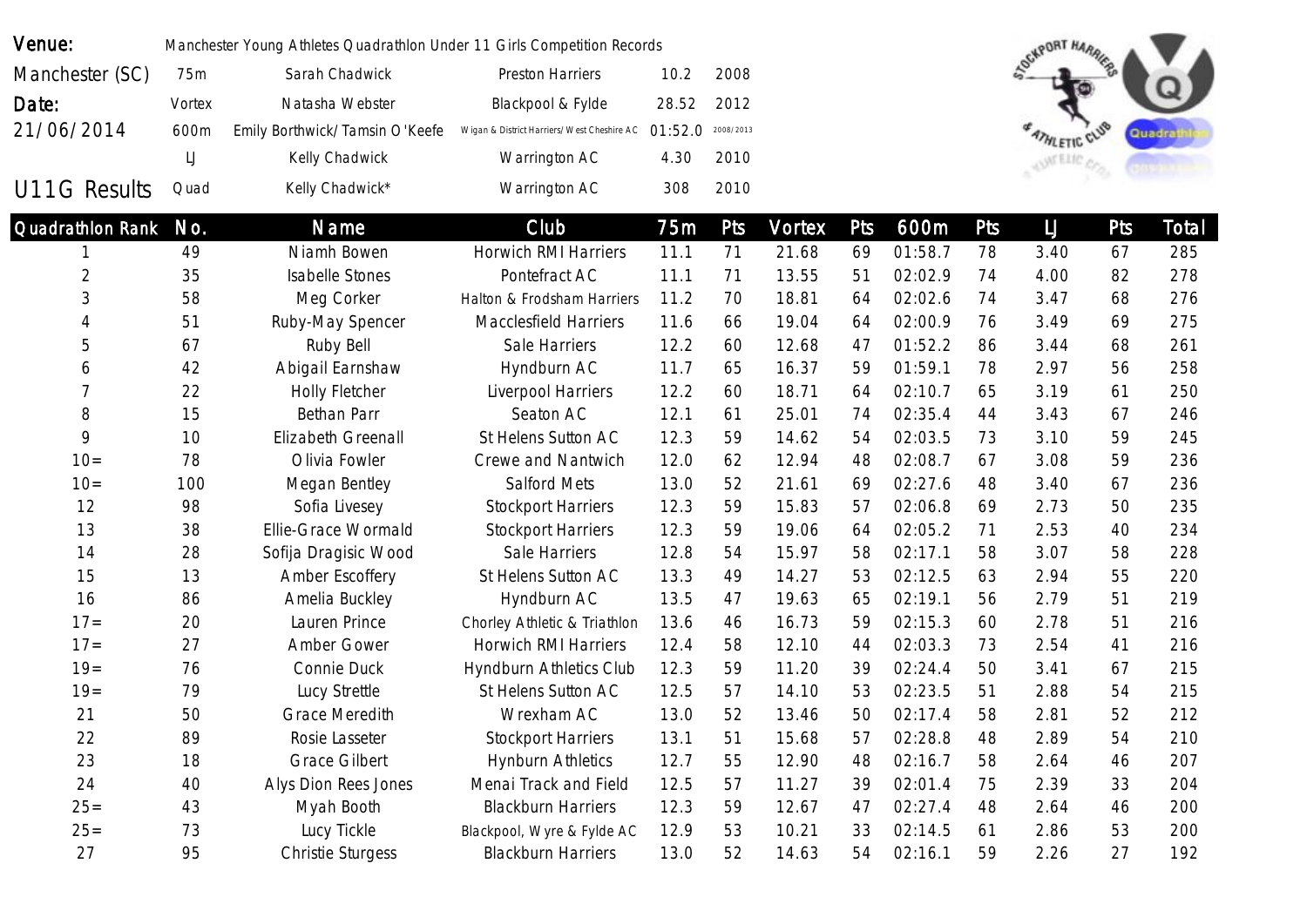| Venue: | Manchester Young Athletes Quadrathlon Under 11 Girls Competition Records | | | | |
|---|---|---|---|---|---|
| Manchester (SC) | 75m | Sarah Chadwick | Preston Harriers | 10.2 | 2008 |
| Date: | Vortex | Natasha Webster | Blackpool & Fylde | 28.52 | 2012 |
| 21/06/2014 | 600m | Emily Borthwick/Tamsin O'Keefe | Wigan & District Harriers/West Cheshire AC | 01:52.0 | 2008/2013 |
| | LJ | Kelly Chadwick | Warrington AC | 4.30 | 2010 |
| U11G Results | Quad | Kelly Chadwick* | Warrington AC | 308 | 2010 |

| Quadrathlon Rank | No. | Name | Club | 75m | Pts | Vortex | Pts | 600m | Pts | LJ | Pts | Total |
|---|---|---|---|---|---|---|---|---|---|---|---|---|
| 1 | 49 | Niamh Bowen | Horwich RMI Harriers | 11.1 | 71 | 21.68 | 69 | 01:58.7 | 78 | 3.40 | 67 | 285 |
| 2 | 35 | Isabelle Stones | Pontefract AC | 11.1 | 71 | 13.55 | 51 | 02:02.9 | 74 | 4.00 | 82 | 278 |
| 3 | 58 | Meg Corker | Halton & Frodsham Harriers | 11.2 | 70 | 18.81 | 64 | 02:02.6 | 74 | 3.47 | 68 | 276 |
| 4 | 51 | Ruby-May Spencer | Macclesfield Harriers | 11.6 | 66 | 19.04 | 64 | 02:00.9 | 76 | 3.49 | 69 | 275 |
| 5 | 67 | Ruby Bell | Sale Harriers | 12.2 | 60 | 12.68 | 47 | 01:52.2 | 86 | 3.44 | 68 | 261 |
| 6 | 42 | Abigail Earnshaw | Hyndburn AC | 11.7 | 65 | 16.37 | 59 | 01:59.1 | 78 | 2.97 | 56 | 258 |
| 7 | 22 | Holly Fletcher | Liverpool Harriers | 12.2 | 60 | 18.71 | 64 | 02:10.7 | 65 | 3.19 | 61 | 250 |
| 8 | 15 | Bethan Parr | Seaton AC | 12.1 | 61 | 25.01 | 74 | 02:35.4 | 44 | 3.43 | 67 | 246 |
| 9 | 10 | Elizabeth Greenall | St Helens Sutton AC | 12.3 | 59 | 14.62 | 54 | 02:03.5 | 73 | 3.10 | 59 | 245 |
| 10= | 78 | Olivia Fowler | Crewe and Nantwich | 12.0 | 62 | 12.94 | 48 | 02:08.7 | 67 | 3.08 | 59 | 236 |
| 10= | 100 | Megan Bentley | Salford Mets | 13.0 | 52 | 21.61 | 69 | 02:27.6 | 48 | 3.40 | 67 | 236 |
| 12 | 98 | Sofia Livesey | Stockport Harriers | 12.3 | 59 | 15.83 | 57 | 02:06.8 | 69 | 2.73 | 50 | 235 |
| 13 | 38 | Ellie-Grace Wormald | Stockport Harriers | 12.3 | 59 | 19.06 | 64 | 02:05.2 | 71 | 2.53 | 40 | 234 |
| 14 | 28 | Sofija Dragisic Wood | Sale Harriers | 12.8 | 54 | 15.97 | 58 | 02:17.1 | 58 | 3.07 | 58 | 228 |
| 15 | 13 | Amber Escoffery | St Helens Sutton AC | 13.3 | 49 | 14.27 | 53 | 02:12.5 | 63 | 2.94 | 55 | 220 |
| 16 | 86 | Amelia Buckley | Hyndburn AC | 13.5 | 47 | 19.63 | 65 | 02:19.1 | 56 | 2.79 | 51 | 219 |
| 17= | 20 | Lauren Prince | Chorley Athletic & Triathlon | 13.6 | 46 | 16.73 | 59 | 02:15.3 | 60 | 2.78 | 51 | 216 |
| 17= | 27 | Amber Gower | Horwich RMI Harriers | 12.4 | 58 | 12.10 | 44 | 02:03.3 | 73 | 2.54 | 41 | 216 |
| 19= | 76 | Connie Duck | Hyndburn Athletics Club | 12.3 | 59 | 11.20 | 39 | 02:24.4 | 50 | 3.41 | 67 | 215 |
| 19= | 79 | Lucy Strettle | St Helens Sutton AC | 12.5 | 57 | 14.10 | 53 | 02:23.5 | 51 | 2.88 | 54 | 215 |
| 21 | 50 | Grace Meredith | Wrexham AC | 13.0 | 52 | 13.46 | 50 | 02:17.4 | 58 | 2.81 | 52 | 212 |
| 22 | 89 | Rosie Lasseter | Stockport Harriers | 13.1 | 51 | 15.68 | 57 | 02:28.8 | 48 | 2.89 | 54 | 210 |
| 23 | 18 | Grace Gilbert | Hynburn Athletics | 12.7 | 55 | 12.90 | 48 | 02:16.7 | 58 | 2.64 | 46 | 207 |
| 24 | 40 | Alys Dion Rees Jones | Menai Track and Field | 12.5 | 57 | 11.27 | 39 | 02:01.4 | 75 | 2.39 | 33 | 204 |
| 25= | 43 | Myah Booth | Blackburn Harriers | 12.3 | 59 | 12.67 | 47 | 02:27.4 | 48 | 2.64 | 46 | 200 |
| 25= | 73 | Lucy Tickle | Blackpool, Wyre & Fylde AC | 12.9 | 53 | 10.21 | 33 | 02:14.5 | 61 | 2.86 | 53 | 200 |
| 27 | 95 | Christie Sturgess | Blackburn Harriers | 13.0 | 52 | 14.63 | 54 | 02:16.1 | 59 | 2.26 | 27 | 192 |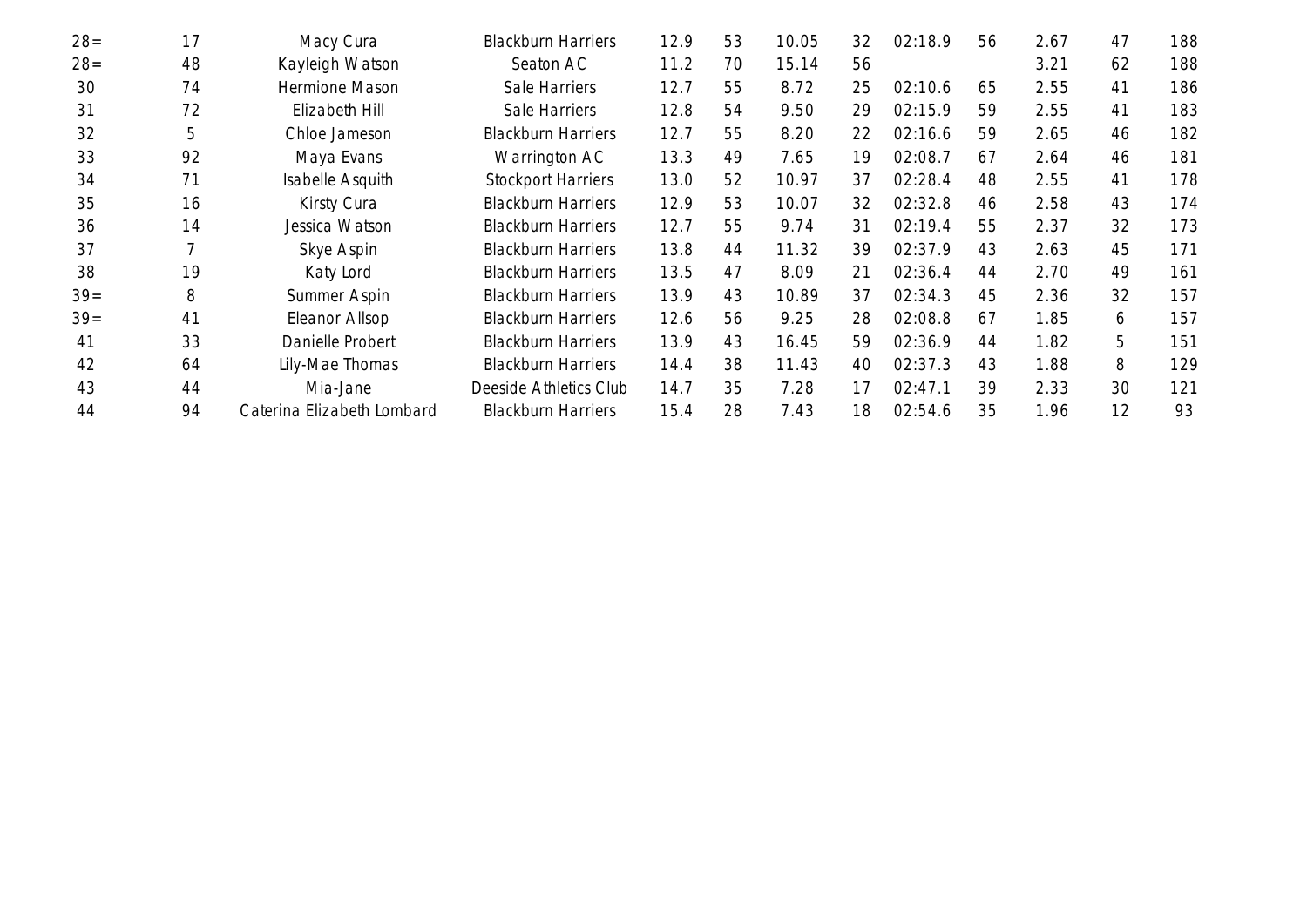| | | | | | | | | | | | | |
|---|---|---|---|---|---|---|---|---|---|---|---|---|
| 28= | 17 | Macy Cura | Blackburn Harriers | 12.9 | 53 | 10.05 | 32 | 02:18.9 | 56 | 2.67 | 47 | 188 |
| 28= | 48 | Kayleigh Watson | Seaton AC | 11.2 | 70 | 15.14 | 56 | | | 3.21 | 62 | 188 |
| 30 | 74 | Hermione Mason | Sale Harriers | 12.7 | 55 | 8.72 | 25 | 02:10.6 | 65 | 2.55 | 41 | 186 |
| 31 | 72 | Elizabeth Hill | Sale Harriers | 12.8 | 54 | 9.50 | 29 | 02:15.9 | 59 | 2.55 | 41 | 183 |
| 32 | 5 | Chloe Jameson | Blackburn Harriers | 12.7 | 55 | 8.20 | 22 | 02:16.6 | 59 | 2.65 | 46 | 182 |
| 33 | 92 | Maya Evans | Warrington AC | 13.3 | 49 | 7.65 | 19 | 02:08.7 | 67 | 2.64 | 46 | 181 |
| 34 | 71 | Isabelle Asquith | Stockport Harriers | 13.0 | 52 | 10.97 | 37 | 02:28.4 | 48 | 2.55 | 41 | 178 |
| 35 | 16 | Kirsty Cura | Blackburn Harriers | 12.9 | 53 | 10.07 | 32 | 02:32.8 | 46 | 2.58 | 43 | 174 |
| 36 | 14 | Jessica Watson | Blackburn Harriers | 12.7 | 55 | 9.74 | 31 | 02:19.4 | 55 | 2.37 | 32 | 173 |
| 37 | 7 | Skye Aspin | Blackburn Harriers | 13.8 | 44 | 11.32 | 39 | 02:37.9 | 43 | 2.63 | 45 | 171 |
| 38 | 19 | Katy Lord | Blackburn Harriers | 13.5 | 47 | 8.09 | 21 | 02:36.4 | 44 | 2.70 | 49 | 161 |
| 39= | 8 | Summer Aspin | Blackburn Harriers | 13.9 | 43 | 10.89 | 37 | 02:34.3 | 45 | 2.36 | 32 | 157 |
| 39= | 41 | Eleanor Allsop | Blackburn Harriers | 12.6 | 56 | 9.25 | 28 | 02:08.8 | 67 | 1.85 | 6 | 157 |
| 41 | 33 | Danielle Probert | Blackburn Harriers | 13.9 | 43 | 16.45 | 59 | 02:36.9 | 44 | 1.82 | 5 | 151 |
| 42 | 64 | Lily-Mae Thomas | Blackburn Harriers | 14.4 | 38 | 11.43 | 40 | 02:37.3 | 43 | 1.88 | 8 | 129 |
| 43 | 44 | Mia-Jane | Deeside Athletics Club | 14.7 | 35 | 7.28 | 17 | 02:47.1 | 39 | 2.33 | 30 | 121 |
| 44 | 94 | Caterina Elizabeth Lombard | Blackburn Harriers | 15.4 | 28 | 7.43 | 18 | 02:54.6 | 35 | 1.96 | 12 | 93 |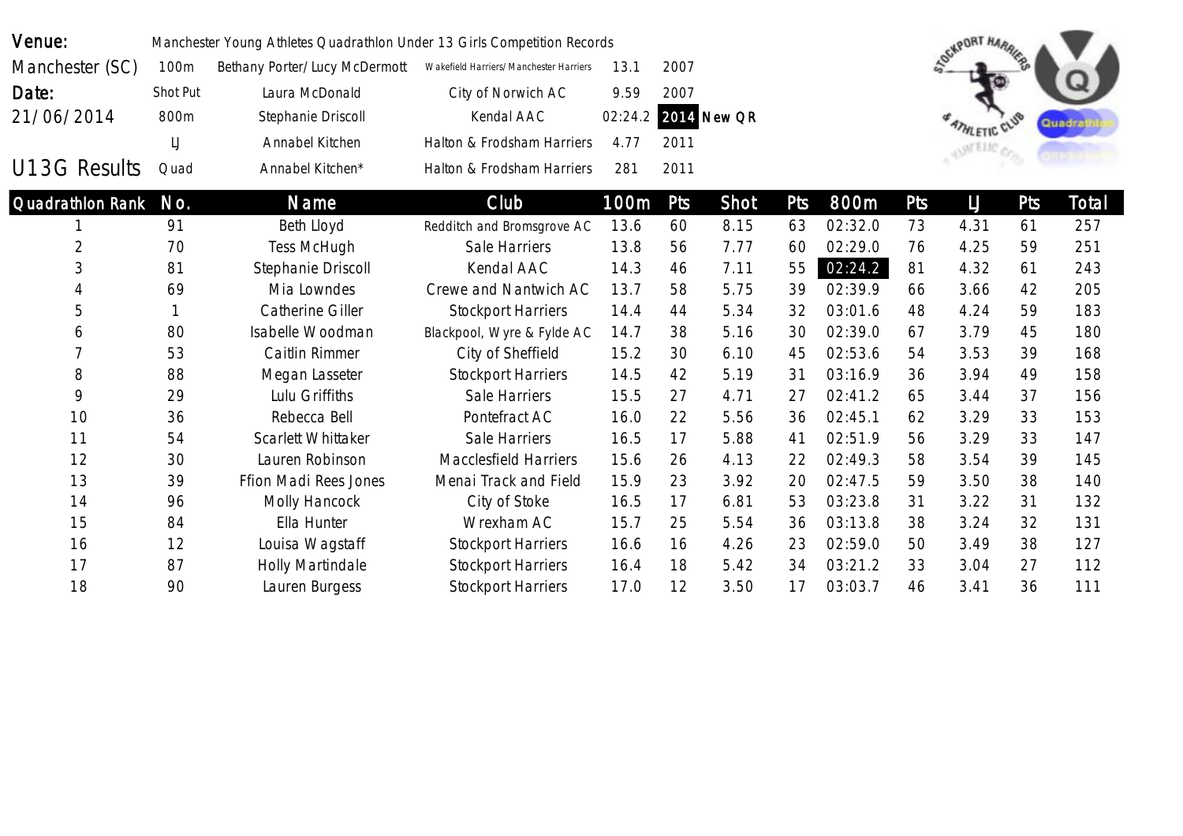| Venue: | Manchester Young Athletes Quadrathlon Under 13 Girls Competition Records | | | | | |
|---|---|---|---|---|---|---|
| Manchester (SC) | 100m | Bethany Porter/Lucy McDermott | Wakefield Harriers/Manchester Harriers | 13.1 | 2007 | |
| Date: | Shot Put | Laura McDonald | City of Norwich AC | 9.59 | 2007 | |
| 21/06/2014 | 800m | Stephanie Driscoll | Kendal AAC | 02:24.2 | **2014** | **New QR** |
| | LJ | Annabel Kitchen | Halton & Frodsham Harriers | 4.77 | 2011 | |
| U13G Results | Quad | Annabel Kitchen* | Halton & Frodsham Harriers | 281 | 2011 | |

| Quadrathlon Rank | No. | Name | Club | 100m | Pts | Shot | Pts | 800m | Pts | LJ | Pts | Total |
|---|---|---|---|---|---|---|---|---|---|---|---|---|
| 1 | 91 | Beth Lloyd | Redditch and Bromsgrove AC | 13.6 | 60 | 8.15 | 63 | 02:32.0 | 73 | 4.31 | 61 | 257 |
| 2 | 70 | Tess McHugh | Sale Harriers | 13.8 | 56 | 7.77 | 60 | 02:29.0 | 76 | 4.25 | 59 | 251 |
| 3 | 81 | Stephanie Driscoll | Kendal AAC | 14.3 | 46 | 7.11 | 55 | **02:24.2** | 81 | 4.32 | 61 | 243 |
| 4 | 69 | Mia Lowndes | Crewe and Nantwich AC | 13.7 | 58 | 5.75 | 39 | 02:39.9 | 66 | 3.66 | 42 | 205 |
| 5 | 1 | Catherine Giller | Stockport Harriers | 14.4 | 44 | 5.34 | 32 | 03:01.6 | 48 | 4.24 | 59 | 183 |
| 6 | 80 | Isabelle Woodman | Blackpool, Wyre & Fylde AC | 14.7 | 38 | 5.16 | 30 | 02:39.0 | 67 | 3.79 | 45 | 180 |
| 7 | 53 | Caitlin Rimmer | City of Sheffield | 15.2 | 30 | 6.10 | 45 | 02:53.6 | 54 | 3.53 | 39 | 168 |
| 8 | 88 | Megan Lasseter | Stockport Harriers | 14.5 | 42 | 5.19 | 31 | 03:16.9 | 36 | 3.94 | 49 | 158 |
| 9 | 29 | Lulu Griffiths | Sale Harriers | 15.5 | 27 | 4.71 | 27 | 02:41.2 | 65 | 3.44 | 37 | 156 |
| 10 | 36 | Rebecca Bell | Pontefract AC | 16.0 | 22 | 5.56 | 36 | 02:45.1 | 62 | 3.29 | 33 | 153 |
| 11 | 54 | Scarlett Whittaker | Sale Harriers | 16.5 | 17 | 5.88 | 41 | 02:51.9 | 56 | 3.29 | 33 | 147 |
| 12 | 30 | Lauren Robinson | Macclesfield Harriers | 15.6 | 26 | 4.13 | 22 | 02:49.3 | 58 | 3.54 | 39 | 145 |
| 13 | 39 | Ffion Madi Rees Jones | Menai Track and Field | 15.9 | 23 | 3.92 | 20 | 02:47.5 | 59 | 3.50 | 38 | 140 |
| 14 | 96 | Molly Hancock | City of Stoke | 16.5 | 17 | 6.81 | 53 | 03:23.8 | 31 | 3.22 | 31 | 132 |
| 15 | 84 | Ella Hunter | Wrexham AC | 15.7 | 25 | 5.54 | 36 | 03:13.8 | 38 | 3.24 | 32 | 131 |
| 16 | 12 | Louisa Wagstaff | Stockport Harriers | 16.6 | 16 | 4.26 | 23 | 02:59.0 | 50 | 3.49 | 38 | 127 |
| 17 | 87 | Holly Martindale | Stockport Harriers | 16.4 | 18 | 5.42 | 34 | 03:21.2 | 33 | 3.04 | 27 | 112 |
| 18 | 90 | Lauren Burgess | Stockport Harriers | 17.0 | 12 | 3.50 | 17 | 03:03.7 | 46 | 3.41 | 36 | 111 |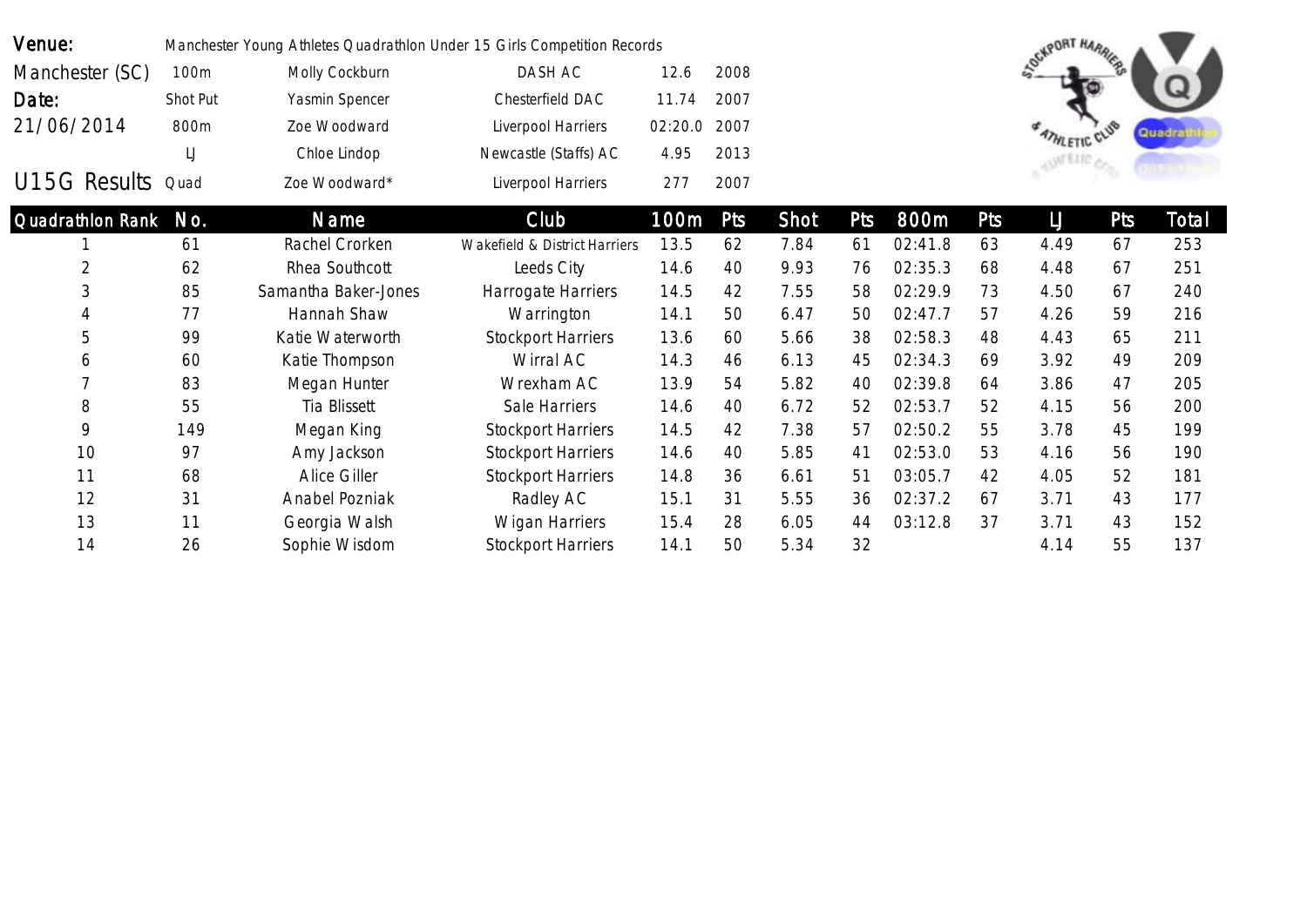| Venue: | Manchester Young Athletes Quadrathlon Under 15 Girls Competition Records | | | | |
|---|---|---|---|---|---|
| Manchester (SC) | 100m | Molly Cockburn | DASH AC | 12.6 | 2008 |
| Date: | Shot Put | Yasmin Spencer | Chesterfield DAC | 11.74 | 2007 |
| 21/06/2014 | 800m | Zoe Woodward | Liverpool Harriers | 02:20.0 | 2007 |
| | LJ | Chloe Lindop | Newcastle (Staffs) AC | 4.95 | 2013 |
| U15G Results | Quad | Zoe Woodward* | Liverpool Harriers | 277 | 2007 |

| Quadrathlon Rank | No. | Name | Club | 100m | Pts | Shot | Pts | 800m | Pts | LJ | Pts | Total |
|---|---|---|---|---|---|---|---|---|---|---|---|---|
| 1 | 61 | Rachel Crorken | Wakefield & District Harriers | 13.5 | 62 | 7.84 | 61 | 02:41.8 | 63 | 4.49 | 67 | 253 |
| 2 | 62 | Rhea Southcott | Leeds City | 14.6 | 40 | 9.93 | 76 | 02:35.3 | 68 | 4.48 | 67 | 251 |
| 3 | 85 | Samantha Baker-Jones | Harrogate Harriers | 14.5 | 42 | 7.55 | 58 | 02:29.9 | 73 | 4.50 | 67 | 240 |
| 4 | 77 | Hannah Shaw | Warrington | 14.1 | 50 | 6.47 | 50 | 02:47.7 | 57 | 4.26 | 59 | 216 |
| 5 | 99 | Katie Waterworth | Stockport Harriers | 13.6 | 60 | 5.66 | 38 | 02:58.3 | 48 | 4.43 | 65 | 211 |
| 6 | 60 | Katie Thompson | Wirral AC | 14.3 | 46 | 6.13 | 45 | 02:34.3 | 69 | 3.92 | 49 | 209 |
| 7 | 83 | Megan Hunter | Wrexham AC | 13.9 | 54 | 5.82 | 40 | 02:39.8 | 64 | 3.86 | 47 | 205 |
| 8 | 55 | Tia Blissett | Sale Harriers | 14.6 | 40 | 6.72 | 52 | 02:53.7 | 52 | 4.15 | 56 | 200 |
| 9 | 149 | Megan King | Stockport Harriers | 14.5 | 42 | 7.38 | 57 | 02:50.2 | 55 | 3.78 | 45 | 199 |
| 10 | 97 | Amy Jackson | Stockport Harriers | 14.6 | 40 | 5.85 | 41 | 02:53.0 | 53 | 4.16 | 56 | 190 |
| 11 | 68 | Alice Giller | Stockport Harriers | 14.8 | 36 | 6.61 | 51 | 03:05.7 | 42 | 4.05 | 52 | 181 |
| 12 | 31 | Anabel Pozniak | Radley AC | 15.1 | 31 | 5.55 | 36 | 02:37.2 | 67 | 3.71 | 43 | 177 |
| 13 | 11 | Georgia Walsh | Wigan Harriers | 15.4 | 28 | 6.05 | 44 | 03:12.8 | 37 | 3.71 | 43 | 152 |
| 14 | 26 | Sophie Wisdom | Stockport Harriers | 14.1 | 50 | 5.34 | 32 | | | 4.14 | 55 | 137 |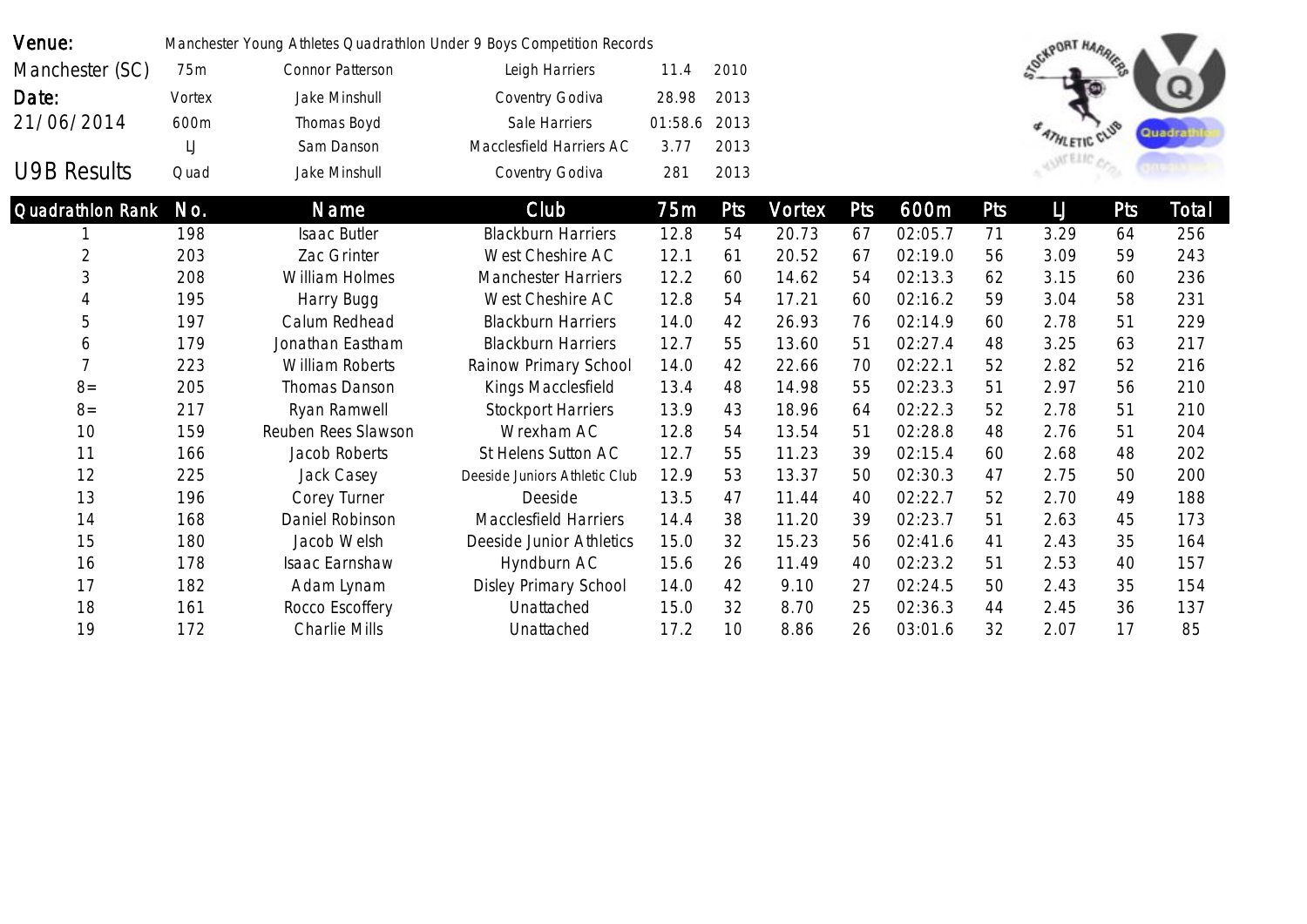**Venue:** Manchester (SC)

**Date:** 21/06/2014

## U9B Results

Manchester Young Athletes Quadrathlon Under 9 Boys Competition Records

| Event | Name | Club | Record | Year |
|---|---|---|---|---|
| 75m | Connor Patterson | Leigh Harriers | 11.4 | 2010 |
| Vortex | Jake Minshull | Coventry Godiva | 28.98 | 2013 |
| 600m | Thomas Boyd | Sale Harriers | 01:58.6 | 2013 |
| LJ | Sam Danson | Macclesfield Harriers AC | 3.77 | 2013 |
| Quad | Jake Minshull | Coventry Godiva | 281 | 2013 |

| Quadrathlon Rank | No. | Name | Club | 75m | Pts | Vortex | Pts | 600m | Pts | LJ | Pts | Total |
|---|---|---|---|---|---|---|---|---|---|---|---|---|
| 1 | 198 | Isaac Butler | Blackburn Harriers | 12.8 | 54 | 20.73 | 67 | 02:05.7 | 71 | 3.29 | 64 | 256 |
| 2 | 203 | Zac Grinter | West Cheshire AC | 12.1 | 61 | 20.52 | 67 | 02:19.0 | 56 | 3.09 | 59 | 243 |
| 3 | 208 | William Holmes | Manchester Harriers | 12.2 | 60 | 14.62 | 54 | 02:13.3 | 62 | 3.15 | 60 | 236 |
| 4 | 195 | Harry Bugg | West Cheshire AC | 12.8 | 54 | 17.21 | 60 | 02:16.2 | 59 | 3.04 | 58 | 231 |
| 5 | 197 | Calum Redhead | Blackburn Harriers | 14.0 | 42 | 26.93 | 76 | 02:14.9 | 60 | 2.78 | 51 | 229 |
| 6 | 179 | Jonathan Eastham | Blackburn Harriers | 12.7 | 55 | 13.60 | 51 | 02:27.4 | 48 | 3.25 | 63 | 217 |
| 7 | 223 | William Roberts | Rainow Primary School | 14.0 | 42 | 22.66 | 70 | 02:22.1 | 52 | 2.82 | 52 | 216 |
| 8= | 205 | Thomas Danson | Kings Macclesfield | 13.4 | 48 | 14.98 | 55 | 02:23.3 | 51 | 2.97 | 56 | 210 |
| 8= | 217 | Ryan Ramwell | Stockport Harriers | 13.9 | 43 | 18.96 | 64 | 02:22.3 | 52 | 2.78 | 51 | 210 |
| 10 | 159 | Reuben Rees Slawson | Wrexham AC | 12.8 | 54 | 13.54 | 51 | 02:28.8 | 48 | 2.76 | 51 | 204 |
| 11 | 166 | Jacob Roberts | St Helens Sutton AC | 12.7 | 55 | 11.23 | 39 | 02:15.4 | 60 | 2.68 | 48 | 202 |
| 12 | 225 | Jack Casey | Deeside Juniors Athletic Club | 12.9 | 53 | 13.37 | 50 | 02:30.3 | 47 | 2.75 | 50 | 200 |
| 13 | 196 | Corey Turner | Deeside | 13.5 | 47 | 11.44 | 40 | 02:22.7 | 52 | 2.70 | 49 | 188 |
| 14 | 168 | Daniel Robinson | Macclesfield Harriers | 14.4 | 38 | 11.20 | 39 | 02:23.7 | 51 | 2.63 | 45 | 173 |
| 15 | 180 | Jacob Welsh | Deeside Junior Athletics | 15.0 | 32 | 15.23 | 56 | 02:41.6 | 41 | 2.43 | 35 | 164 |
| 16 | 178 | Isaac Earnshaw | Hyndburn AC | 15.6 | 26 | 11.49 | 40 | 02:23.2 | 51 | 2.53 | 40 | 157 |
| 17 | 182 | Adam Lynam | Disley Primary School | 14.0 | 42 | 9.10 | 27 | 02:24.5 | 50 | 2.43 | 35 | 154 |
| 18 | 161 | Rocco Escoffery | Unattached | 15.0 | 32 | 8.70 | 25 | 02:36.3 | 44 | 2.45 | 36 | 137 |
| 19 | 172 | Charlie Mills | Unattached | 17.2 | 10 | 8.86 | 26 | 03:01.6 | 32 | 2.07 | 17 | 85 |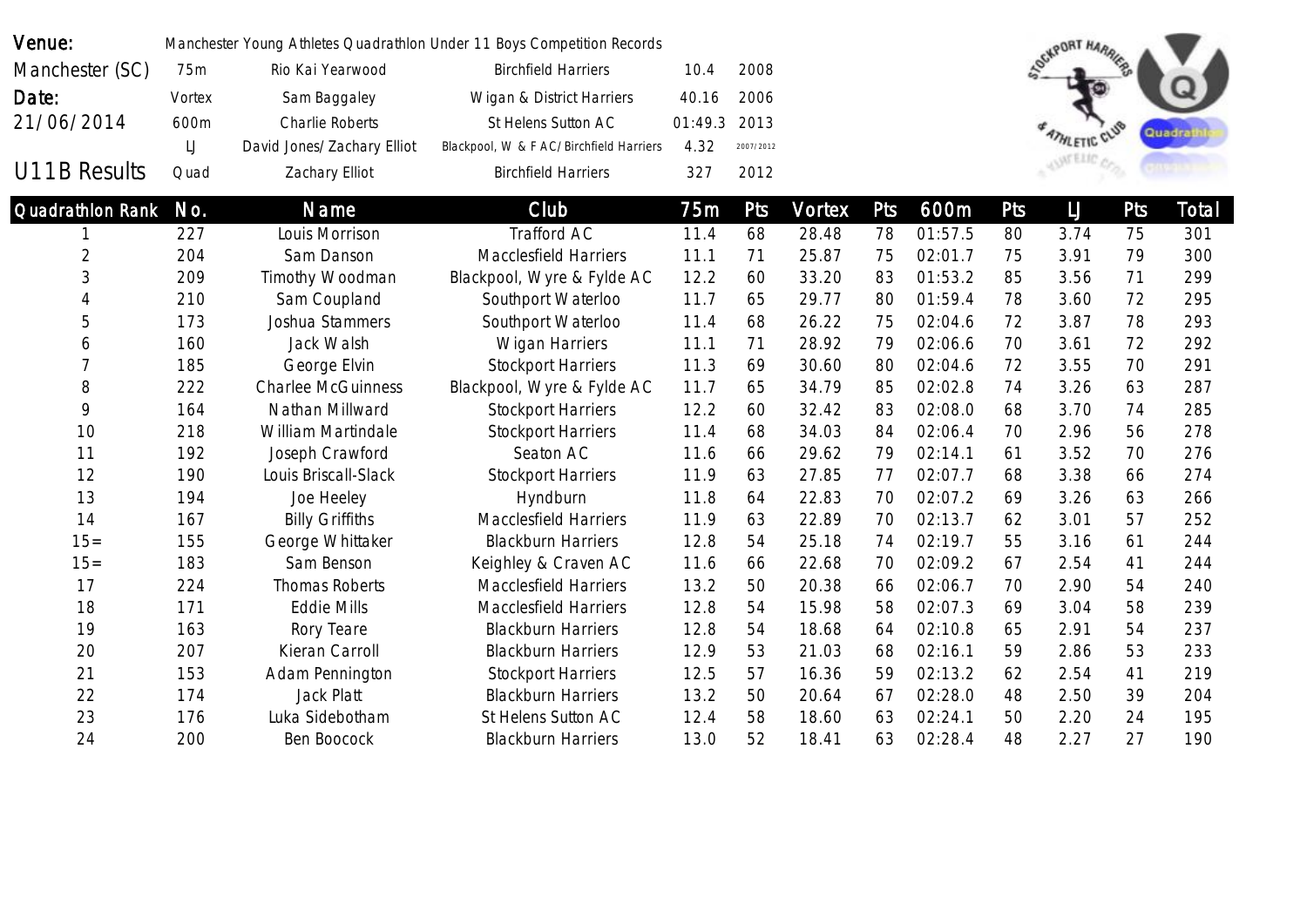| Venue: | Manchester Young Athletes Quadrathlon Under 11 Boys Competition Records | | | | |
|---|---|---|---|---|---|
| Manchester (SC) | 75m | Rio Kai Yearwood | Birchfield Harriers | 10.4 | 2008 |
| Date: | Vortex | Sam Baggaley | Wigan & District Harriers | 40.16 | 2006 |
| 21/06/2014 | 600m | Charlie Roberts | St Helens Sutton AC | 01:49.3 | 2013 |
| | LJ | David Jones/Zachary Elliot | Blackpool, W & F AC/Birchfield Harriers | 4.32 | 2007/2012 |
| U11B Results | Quad | Zachary Elliot | Birchfield Harriers | 327 | 2012 |

| Quadrathlon Rank | No. | Name | Club | 75m | Pts | Vortex | Pts | 600m | Pts | LJ | Pts | Total |
|---|---|---|---|---|---|---|---|---|---|---|---|---|
| 1 | 227 | Louis Morrison | Trafford AC | 11.4 | 68 | 28.48 | 78 | 01:57.5 | 80 | 3.74 | 75 | 301 |
| 2 | 204 | Sam Danson | Macclesfield Harriers | 11.1 | 71 | 25.87 | 75 | 02:01.7 | 75 | 3.91 | 79 | 300 |
| 3 | 209 | Timothy Woodman | Blackpool, Wyre & Fylde AC | 12.2 | 60 | 33.20 | 83 | 01:53.2 | 85 | 3.56 | 71 | 299 |
| 4 | 210 | Sam Coupland | Southport Waterloo | 11.7 | 65 | 29.77 | 80 | 01:59.4 | 78 | 3.60 | 72 | 295 |
| 5 | 173 | Joshua Stammers | Southport Waterloo | 11.4 | 68 | 26.22 | 75 | 02:04.6 | 72 | 3.87 | 78 | 293 |
| 6 | 160 | Jack Walsh | Wigan Harriers | 11.1 | 71 | 28.92 | 79 | 02:06.6 | 70 | 3.61 | 72 | 292 |
| 7 | 185 | George Elvin | Stockport Harriers | 11.3 | 69 | 30.60 | 80 | 02:04.6 | 72 | 3.55 | 70 | 291 |
| 8 | 222 | Charlee McGuinness | Blackpool, Wyre & Fylde AC | 11.7 | 65 | 34.79 | 85 | 02:02.8 | 74 | 3.26 | 63 | 287 |
| 9 | 164 | Nathan Millward | Stockport Harriers | 12.2 | 60 | 32.42 | 83 | 02:08.0 | 68 | 3.70 | 74 | 285 |
| 10 | 218 | William Martindale | Stockport Harriers | 11.4 | 68 | 34.03 | 84 | 02:06.4 | 70 | 2.96 | 56 | 278 |
| 11 | 192 | Joseph Crawford | Seaton AC | 11.6 | 66 | 29.62 | 79 | 02:14.1 | 61 | 3.52 | 70 | 276 |
| 12 | 190 | Louis Briscall-Slack | Stockport Harriers | 11.9 | 63 | 27.85 | 77 | 02:07.7 | 68 | 3.38 | 66 | 274 |
| 13 | 194 | Joe Heeley | Hyndburn | 11.8 | 64 | 22.83 | 70 | 02:07.2 | 69 | 3.26 | 63 | 266 |
| 14 | 167 | Billy Griffiths | Macclesfield Harriers | 11.9 | 63 | 22.89 | 70 | 02:13.7 | 62 | 3.01 | 57 | 252 |
| 15= | 155 | George Whittaker | Blackburn Harriers | 12.8 | 54 | 25.18 | 74 | 02:19.7 | 55 | 3.16 | 61 | 244 |
| 15= | 183 | Sam Benson | Keighley & Craven AC | 11.6 | 66 | 22.68 | 70 | 02:09.2 | 67 | 2.54 | 41 | 244 |
| 17 | 224 | Thomas Roberts | Macclesfield Harriers | 13.2 | 50 | 20.38 | 66 | 02:06.7 | 70 | 2.90 | 54 | 240 |
| 18 | 171 | Eddie Mills | Macclesfield Harriers | 12.8 | 54 | 15.98 | 58 | 02:07.3 | 69 | 3.04 | 58 | 239 |
| 19 | 163 | Rory Teare | Blackburn Harriers | 12.8 | 54 | 18.68 | 64 | 02:10.8 | 65 | 2.91 | 54 | 237 |
| 20 | 207 | Kieran Carroll | Blackburn Harriers | 12.9 | 53 | 21.03 | 68 | 02:16.1 | 59 | 2.86 | 53 | 233 |
| 21 | 153 | Adam Pennington | Stockport Harriers | 12.5 | 57 | 16.36 | 59 | 02:13.2 | 62 | 2.54 | 41 | 219 |
| 22 | 174 | Jack Platt | Blackburn Harriers | 13.2 | 50 | 20.64 | 67 | 02:28.0 | 48 | 2.50 | 39 | 204 |
| 23 | 176 | Luka Sidebotham | St Helens Sutton AC | 12.4 | 58 | 18.60 | 63 | 02:24.1 | 50 | 2.20 | 24 | 195 |
| 24 | 200 | Ben Boocock | Blackburn Harriers | 13.0 | 52 | 18.41 | 63 | 02:28.4 | 48 | 2.27 | 27 | 190 |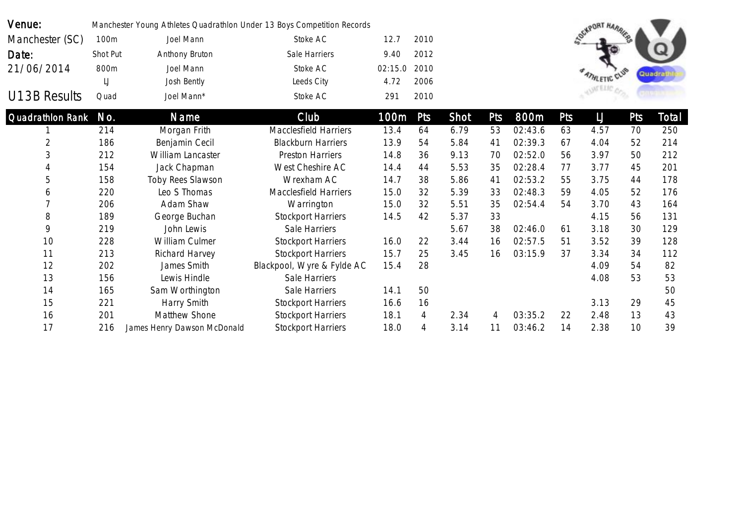| Venue: | Manchester Young Athletes Quadrathlon Under 13 Boys Competition Records | | | | |
|---|---|---|---|---|---|
| Manchester (SC) | 100m | Joel Mann | Stoke AC | 12.7 | 2010 |
| Date: | Shot Put | Anthony Bruton | Sale Harriers | 9.40 | 2012 |
| 21/06/2014 | 800m | Joel Mann | Stoke AC | 02:15.0 | 2010 |
| | LJ | Josh Bently | Leeds City | 4.72 | 2006 |
| U13B Results | Quad | Joel Mann* | Stoke AC | 291 | 2010 |

| Quadrathlon Rank | No. | Name | Club | 100m | Pts | Shot | Pts | 800m | Pts | LJ | Pts | Total |
|---|---|---|---|---|---|---|---|---|---|---|---|---|
| 1 | 214 | Morgan Frith | Macclesfield Harriers | 13.4 | 64 | 6.79 | 53 | 02:43.6 | 63 | 4.57 | 70 | 250 |
| 2 | 186 | Benjamin Cecil | Blackburn Harriers | 13.9 | 54 | 5.84 | 41 | 02:39.3 | 67 | 4.04 | 52 | 214 |
| 3 | 212 | William Lancaster | Preston Harriers | 14.8 | 36 | 9.13 | 70 | 02:52.0 | 56 | 3.97 | 50 | 212 |
| 4 | 154 | Jack Chapman | West Cheshire AC | 14.4 | 44 | 5.53 | 35 | 02:28.4 | 77 | 3.77 | 45 | 201 |
| 5 | 158 | Toby Rees Slawson | Wrexham AC | 14.7 | 38 | 5.86 | 41 | 02:53.2 | 55 | 3.75 | 44 | 178 |
| 6 | 220 | Leo S Thomas | Macclesfield Harriers | 15.0 | 32 | 5.39 | 33 | 02:48.3 | 59 | 4.05 | 52 | 176 |
| 7 | 206 | Adam Shaw | Warrington | 15.0 | 32 | 5.51 | 35 | 02:54.4 | 54 | 3.70 | 43 | 164 |
| 8 | 189 | George Buchan | Stockport Harriers | 14.5 | 42 | 5.37 | 33 | | | 4.15 | 56 | 131 |
| 9 | 219 | John Lewis | Sale Harriers | | | 5.67 | 38 | 02:46.0 | 61 | 3.18 | 30 | 129 |
| 10 | 228 | William Culmer | Stockport Harriers | 16.0 | 22 | 3.44 | 16 | 02:57.5 | 51 | 3.52 | 39 | 128 |
| 11 | 213 | Richard Harvey | Stockport Harriers | 15.7 | 25 | 3.45 | 16 | 03:15.9 | 37 | 3.34 | 34 | 112 |
| 12 | 202 | James Smith | Blackpool, Wyre & Fylde AC | 15.4 | 28 | | | | | 4.09 | 54 | 82 |
| 13 | 156 | Lewis Hindle | Sale Harriers | | | | | | | 4.08 | 53 | 53 |
| 14 | 165 | Sam Worthington | Sale Harriers | 14.1 | 50 | | | | | | | 50 |
| 15 | 221 | Harry Smith | Stockport Harriers | 16.6 | 16 | | | | | 3.13 | 29 | 45 |
| 16 | 201 | Matthew Shone | Stockport Harriers | 18.1 | 4 | 2.34 | 4 | 03:35.2 | 22 | 2.48 | 13 | 43 |
| 17 | 216 | James Henry Dawson McDonald | Stockport Harriers | 18.0 | 4 | 3.14 | 11 | 03:46.2 | 14 | 2.38 | 10 | 39 |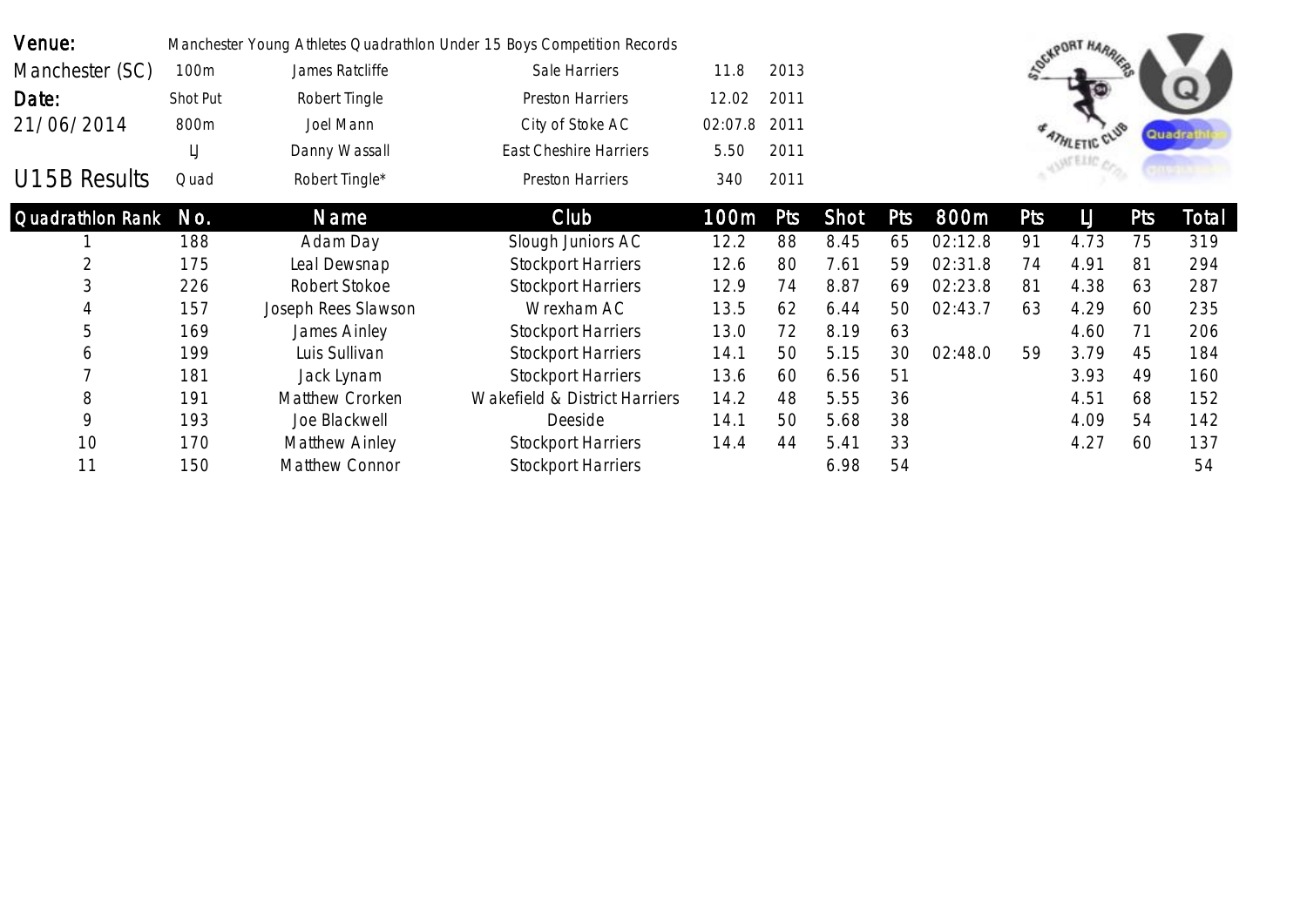Venue: Manchester Young Athletes Quadrathlon Under 15 Boys Competition Records

Manchester (SC)

Date:

21/06/2014

## U15B Results

| Event | Name | Club | Performance | Year |
|---|---|---|---|---|
| 100m | James Ratcliffe | Sale Harriers | 11.8 | 2013 |
| Shot Put | Robert Tingle | Preston Harriers | 12.02 | 2011 |
| 800m | Joel Mann | City of Stoke AC | 02:07.8 | 2011 |
| LJ | Danny Wassall | East Cheshire Harriers | 5.50 | 2011 |
| Quad | Robert Tingle* | Preston Harriers | 340 | 2011 |

| Quadrathlon Rank | No. | Name | Club | 100m | Pts | Shot | Pts | 800m | Pts | LJ | Pts | Total |
|---|---|---|---|---|---|---|---|---|---|---|---|---|
| 1 | 188 | Adam Day | Slough Juniors AC | 12.2 | 88 | 8.45 | 65 | 02:12.8 | 91 | 4.73 | 75 | 319 |
| 2 | 175 | Leal Dewsnap | Stockport Harriers | 12.6 | 80 | 7.61 | 59 | 02:31.8 | 74 | 4.91 | 81 | 294 |
| 3 | 226 | Robert Stokoe | Stockport Harriers | 12.9 | 74 | 8.87 | 69 | 02:23.8 | 81 | 4.38 | 63 | 287 |
| 4 | 157 | Joseph Rees Slawson | Wrexham AC | 13.5 | 62 | 6.44 | 50 | 02:43.7 | 63 | 4.29 | 60 | 235 |
| 5 | 169 | James Ainley | Stockport Harriers | 13.0 | 72 | 8.19 | 63 | | | 4.60 | 71 | 206 |
| 6 | 199 | Luis Sullivan | Stockport Harriers | 14.1 | 50 | 5.15 | 30 | 02:48.0 | 59 | 3.79 | 45 | 184 |
| 7 | 181 | Jack Lynam | Stockport Harriers | 13.6 | 60 | 6.56 | 51 | | | 3.93 | 49 | 160 |
| 8 | 191 | Matthew Crorken | Wakefield & District Harriers | 14.2 | 48 | 5.55 | 36 | | | 4.51 | 68 | 152 |
| 9 | 193 | Joe Blackwell | Deeside | 14.1 | 50 | 5.68 | 38 | | | 4.09 | 54 | 142 |
| 10 | 170 | Matthew Ainley | Stockport Harriers | 14.4 | 44 | 5.41 | 33 | | | 4.27 | 60 | 137 |
| 11 | 150 | Matthew Connor | Stockport Harriers | | | 6.98 | 54 | | | | | 54 |